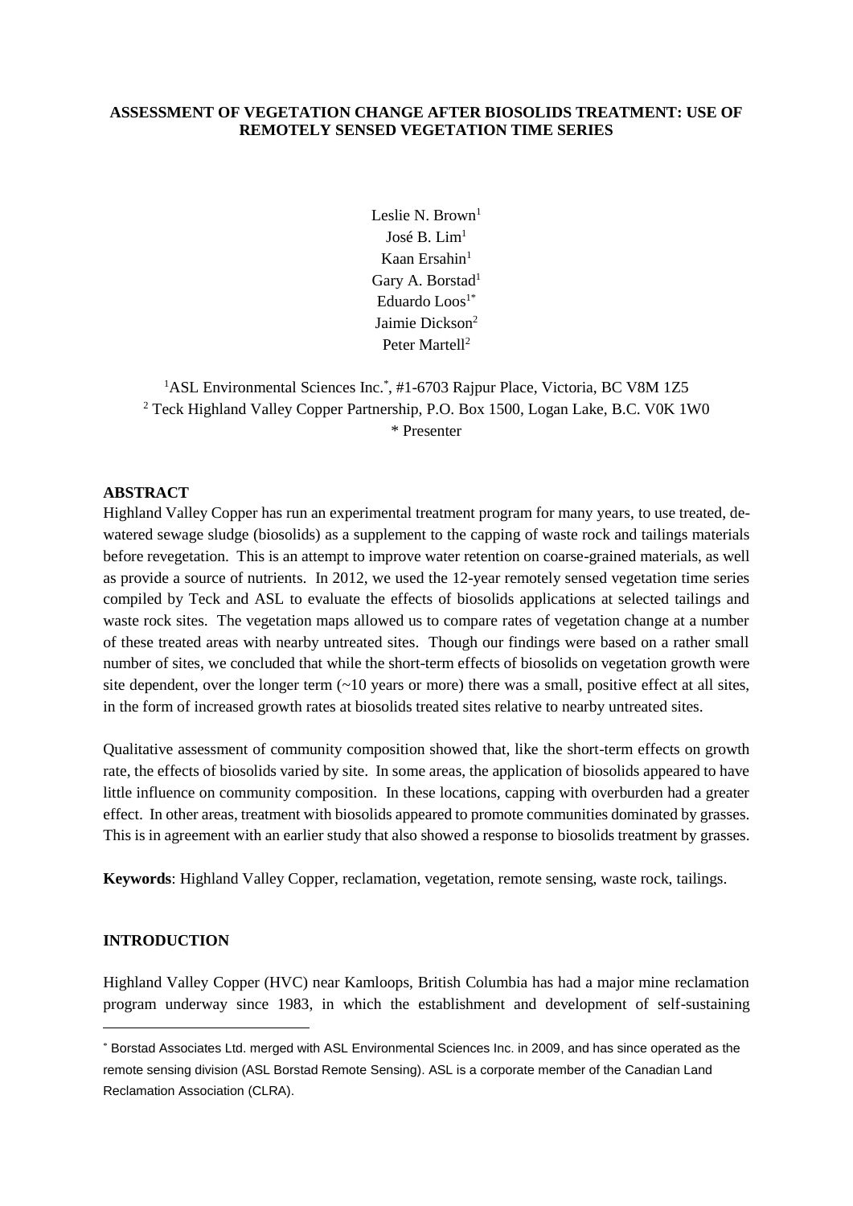# ASSESSMENT OF VEGETATION CHANGE AFTER BIOSOLIDS TREATMENT: USE OF REMOTELY SENSED VEGETATION TIME SERIES

Leslie N. Brown[1]
José B. Lim[1]
Kaan Ersahin[1]
Gary A. Borstad[1]
Eduardo Loos[1*]
Jaimie Dickson[2]
Peter Martell[2]

[1]ASL Environmental Sciences Inc.[*], #1-6703 Rajpur Place, Victoria, BC V8M 1Z5
[2] Teck Highland Valley Copper Partnership, P.O. Box 1500, Logan Lake, B.C. V0K 1W0
\* Presenter

## ABSTRACT

Highland Valley Copper has run an experimental treatment program for many years, to use treated, de-watered sewage sludge (biosolids) as a supplement to the capping of waste rock and tailings materials before revegetation. This is an attempt to improve water retention on coarse-grained materials, as well as provide a source of nutrients. In 2012, we used the 12-year remotely sensed vegetation time series compiled by Teck and ASL to evaluate the effects of biosolids applications at selected tailings and waste rock sites. The vegetation maps allowed us to compare rates of vegetation change at a number of these treated areas with nearby untreated sites. Though our findings were based on a rather small number of sites, we concluded that while the short-term effects of biosolids on vegetation growth were site dependent, over the longer term (~10 years or more) there was a small, positive effect at all sites, in the form of increased growth rates at biosolids treated sites relative to nearby untreated sites.

Qualitative assessment of community composition showed that, like the short-term effects on growth rate, the effects of biosolids varied by site. In some areas, the application of biosolids appeared to have little influence on community composition. In these locations, capping with overburden had a greater effect. In other areas, treatment with biosolids appeared to promote communities dominated by grasses. This is in agreement with an earlier study that also showed a response to biosolids treatment by grasses.

**Keywords**: Highland Valley Copper, reclamation, vegetation, remote sensing, waste rock, tailings.

## INTRODUCTION

Highland Valley Copper (HVC) near Kamloops, British Columbia has had a major mine reclamation program underway since 1983, in which the establishment and development of self-sustaining

---

[*] Borstad Associates Ltd. merged with ASL Environmental Sciences Inc. in 2009, and has since operated as the remote sensing division (ASL Borstad Remote Sensing). ASL is a corporate member of the Canadian Land Reclamation Association (CLRA).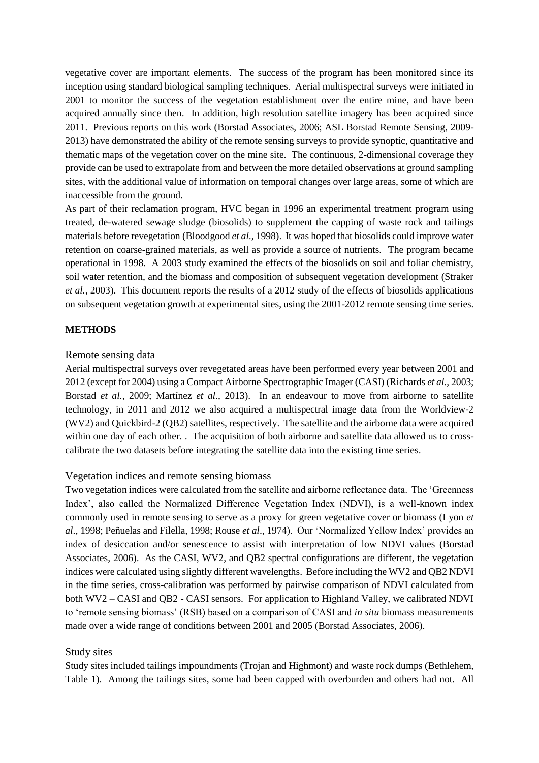vegetative cover are important elements. The success of the program has been monitored since its inception using standard biological sampling techniques. Aerial multispectral surveys were initiated in 2001 to monitor the success of the vegetation establishment over the entire mine, and have been acquired annually since then. In addition, high resolution satellite imagery has been acquired since 2011. Previous reports on this work (Borstad Associates, 2006; ASL Borstad Remote Sensing, 2009-2013) have demonstrated the ability of the remote sensing surveys to provide synoptic, quantitative and thematic maps of the vegetation cover on the mine site. The continuous, 2-dimensional coverage they provide can be used to extrapolate from and between the more detailed observations at ground sampling sites, with the additional value of information on temporal changes over large areas, some of which are inaccessible from the ground.

As part of their reclamation program, HVC began in 1996 an experimental treatment program using treated, de-watered sewage sludge (biosolids) to supplement the capping of waste rock and tailings materials before revegetation (Bloodgood *et al*., 1998). It was hoped that biosolids could improve water retention on coarse-grained materials, as well as provide a source of nutrients. The program became operational in 1998. A 2003 study examined the effects of the biosolids on soil and foliar chemistry, soil water retention, and the biomass and composition of subsequent vegetation development (Straker *et al.*, 2003). This document reports the results of a 2012 study of the effects of biosolids applications on subsequent vegetation growth at experimental sites, using the 2001-2012 remote sensing time series.

## METHODS

### Remote sensing data

Aerial multispectral surveys over revegetated areas have been performed every year between 2001 and 2012 (except for 2004) using a Compact Airborne Spectrographic Imager (CASI) (Richards *et al.*, 2003; Borstad *et al.*, 2009; Martínez *et al.*, 2013). In an endeavour to move from airborne to satellite technology, in 2011 and 2012 we also acquired a multispectral image data from the Worldview-2 (WV2) and Quickbird-2 (QB2) satellites, respectively. The satellite and the airborne data were acquired within one day of each other. . The acquisition of both airborne and satellite data allowed us to cross-calibrate the two datasets before integrating the satellite data into the existing time series.

### Vegetation indices and remote sensing biomass

Two vegetation indices were calculated from the satellite and airborne reflectance data. The 'Greenness Index', also called the Normalized Difference Vegetation Index (NDVI), is a well-known index commonly used in remote sensing to serve as a proxy for green vegetative cover or biomass (Lyon *et al*., 1998; Peñuelas and Filella, 1998; Rouse *et al*., 1974). Our 'Normalized Yellow Index' provides an index of desiccation and/or senescence to assist with interpretation of low NDVI values (Borstad Associates, 2006). As the CASI, WV2, and QB2 spectral configurations are different, the vegetation indices were calculated using slightly different wavelengths. Before including the WV2 and QB2 NDVI in the time series, cross-calibration was performed by pairwise comparison of NDVI calculated from both WV2 – CASI and QB2 - CASI sensors. For application to Highland Valley, we calibrated NDVI to 'remote sensing biomass' (RSB) based on a comparison of CASI and *in situ* biomass measurements made over a wide range of conditions between 2001 and 2005 (Borstad Associates, 2006).

### Study sites

Study sites included tailings impoundments (Trojan and Highmont) and waste rock dumps (Bethlehem, Table 1). Among the tailings sites, some had been capped with overburden and others had not. All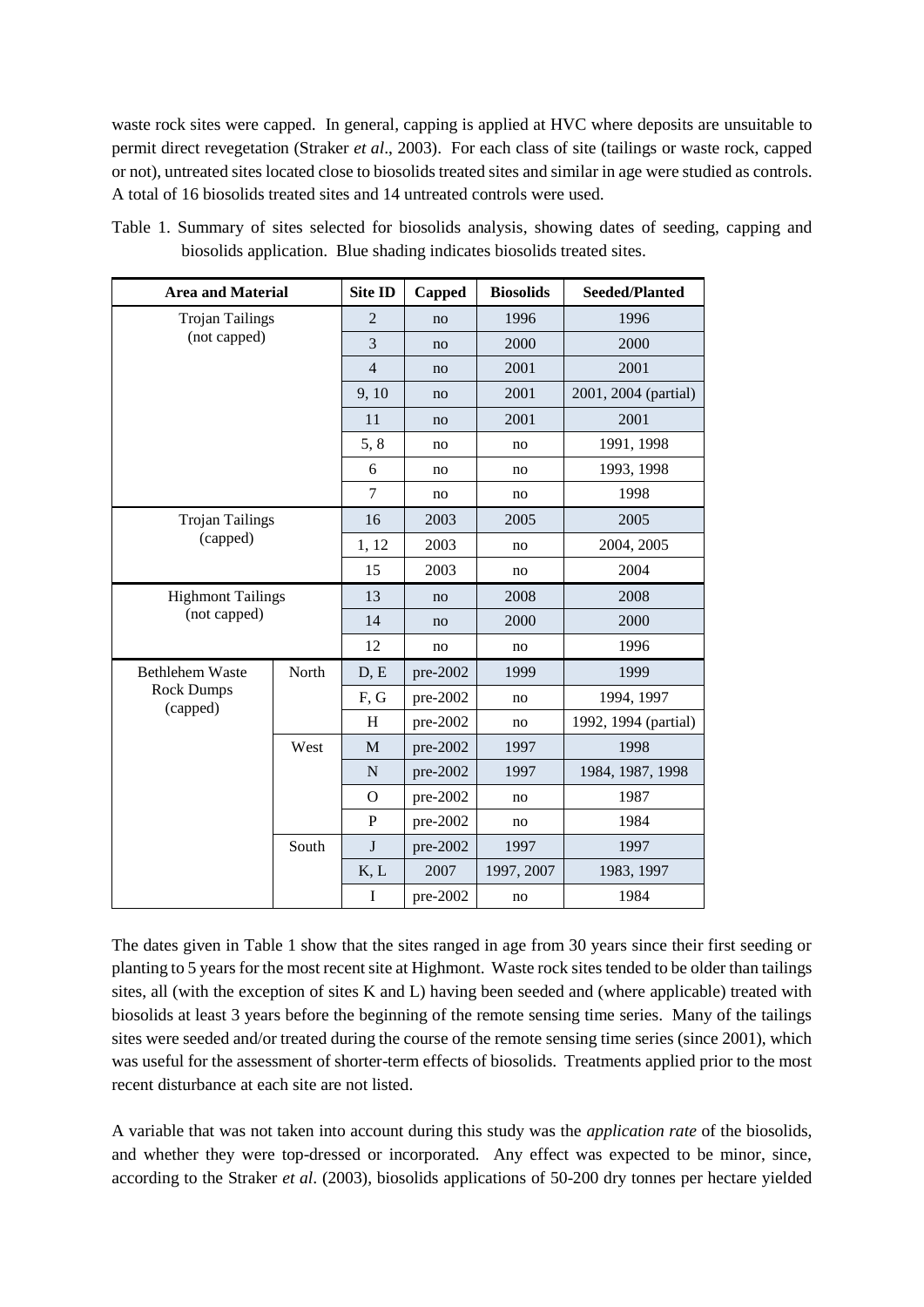waste rock sites were capped. In general, capping is applied at HVC where deposits are unsuitable to permit direct revegetation (Straker *et al*., 2003). For each class of site (tailings or waste rock, capped or not), untreated sites located close to biosolids treated sites and similar in age were studied as controls. A total of 16 biosolids treated sites and 14 untreated controls were used.

Table 1. Summary of sites selected for biosolids analysis, showing dates of seeding, capping and biosolids application. Blue shading indicates biosolids treated sites.

| Area and Material | | Site ID | Capped | Biosolids | Seeded/Planted |
|---|---|---|---|---|---|
| Trojan Tailings (not capped) | | 2 | no | 1996 | 1996 |
| | | 3 | no | 2000 | 2000 |
| | | 4 | no | 2001 | 2001 |
| | | 9, 10 | no | 2001 | 2001, 2004 (partial) |
| | | 11 | no | 2001 | 2001 |
| | | 5, 8 | no | no | 1991, 1998 |
| | | 6 | no | no | 1993, 1998 |
| | | 7 | no | no | 1998 |
| Trojan Tailings (capped) | | 16 | 2003 | 2005 | 2005 |
| | | 1, 12 | 2003 | no | 2004, 2005 |
| | | 15 | 2003 | no | 2004 |
| Highmont Tailings (not capped) | | 13 | no | 2008 | 2008 |
| | | 14 | no | 2000 | 2000 |
| | | 12 | no | no | 1996 |
| Bethlehem Waste Rock Dumps (capped) | North | D, E | pre-2002 | 1999 | 1999 |
| | | F, G | pre-2002 | no | 1994, 1997 |
| | | H | pre-2002 | no | 1992, 1994 (partial) |
| | West | M | pre-2002 | 1997 | 1998 |
| | | N | pre-2002 | 1997 | 1984, 1987, 1998 |
| | | O | pre-2002 | no | 1987 |
| | | P | pre-2002 | no | 1984 |
| | South | J | pre-2002 | 1997 | 1997 |
| | | K, L | 2007 | 1997, 2007 | 1983, 1997 |
| | | I | pre-2002 | no | 1984 |

The dates given in Table 1 show that the sites ranged in age from 30 years since their first seeding or planting to 5 years for the most recent site at Highmont. Waste rock sites tended to be older than tailings sites, all (with the exception of sites K and L) having been seeded and (where applicable) treated with biosolids at least 3 years before the beginning of the remote sensing time series. Many of the tailings sites were seeded and/or treated during the course of the remote sensing time series (since 2001), which was useful for the assessment of shorter-term effects of biosolids. Treatments applied prior to the most recent disturbance at each site are not listed.

A variable that was not taken into account during this study was the *application rate* of the biosolids, and whether they were top-dressed or incorporated. Any effect was expected to be minor, since, according to the Straker *et al*. (2003), biosolids applications of 50-200 dry tonnes per hectare yielded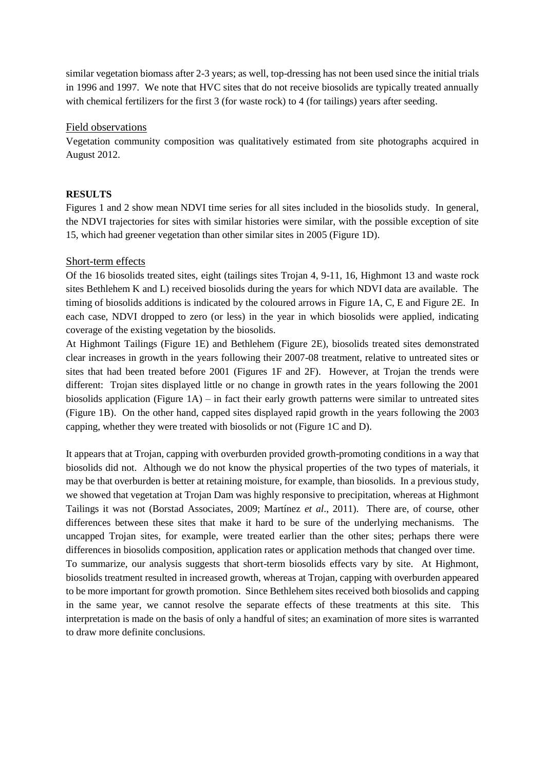similar vegetation biomass after 2-3 years; as well, top-dressing has not been used since the initial trials in 1996 and 1997. We note that HVC sites that do not receive biosolids are typically treated annually with chemical fertilizers for the first 3 (for waste rock) to 4 (for tailings) years after seeding.

## Field observations

Vegetation community composition was qualitatively estimated from site photographs acquired in August 2012.

# RESULTS

Figures 1 and 2 show mean NDVI time series for all sites included in the biosolids study. In general, the NDVI trajectories for sites with similar histories were similar, with the possible exception of site 15, which had greener vegetation than other similar sites in 2005 (Figure 1D).

## Short-term effects

Of the 16 biosolids treated sites, eight (tailings sites Trojan 4, 9-11, 16, Highmont 13 and waste rock sites Bethlehem K and L) received biosolids during the years for which NDVI data are available. The timing of biosolids additions is indicated by the coloured arrows in Figure 1A, C, E and Figure 2E. In each case, NDVI dropped to zero (or less) in the year in which biosolids were applied, indicating coverage of the existing vegetation by the biosolids.

At Highmont Tailings (Figure 1E) and Bethlehem (Figure 2E), biosolids treated sites demonstrated clear increases in growth in the years following their 2007-08 treatment, relative to untreated sites or sites that had been treated before 2001 (Figures 1F and 2F). However, at Trojan the trends were different: Trojan sites displayed little or no change in growth rates in the years following the 2001 biosolids application (Figure 1A) – in fact their early growth patterns were similar to untreated sites (Figure 1B). On the other hand, capped sites displayed rapid growth in the years following the 2003 capping, whether they were treated with biosolids or not (Figure 1C and D).

It appears that at Trojan, capping with overburden provided growth-promoting conditions in a way that biosolids did not. Although we do not know the physical properties of the two types of materials, it may be that overburden is better at retaining moisture, for example, than biosolids. In a previous study, we showed that vegetation at Trojan Dam was highly responsive to precipitation, whereas at Highmont Tailings it was not (Borstad Associates, 2009; Martínez *et al*., 2011). There are, of course, other differences between these sites that make it hard to be sure of the underlying mechanisms. The uncapped Trojan sites, for example, were treated earlier than the other sites; perhaps there were differences in biosolids composition, application rates or application methods that changed over time.

To summarize, our analysis suggests that short-term biosolids effects vary by site. At Highmont, biosolids treatment resulted in increased growth, whereas at Trojan, capping with overburden appeared to be more important for growth promotion. Since Bethlehem sites received both biosolids and capping in the same year, we cannot resolve the separate effects of these treatments at this site. This interpretation is made on the basis of only a handful of sites; an examination of more sites is warranted to draw more definite conclusions.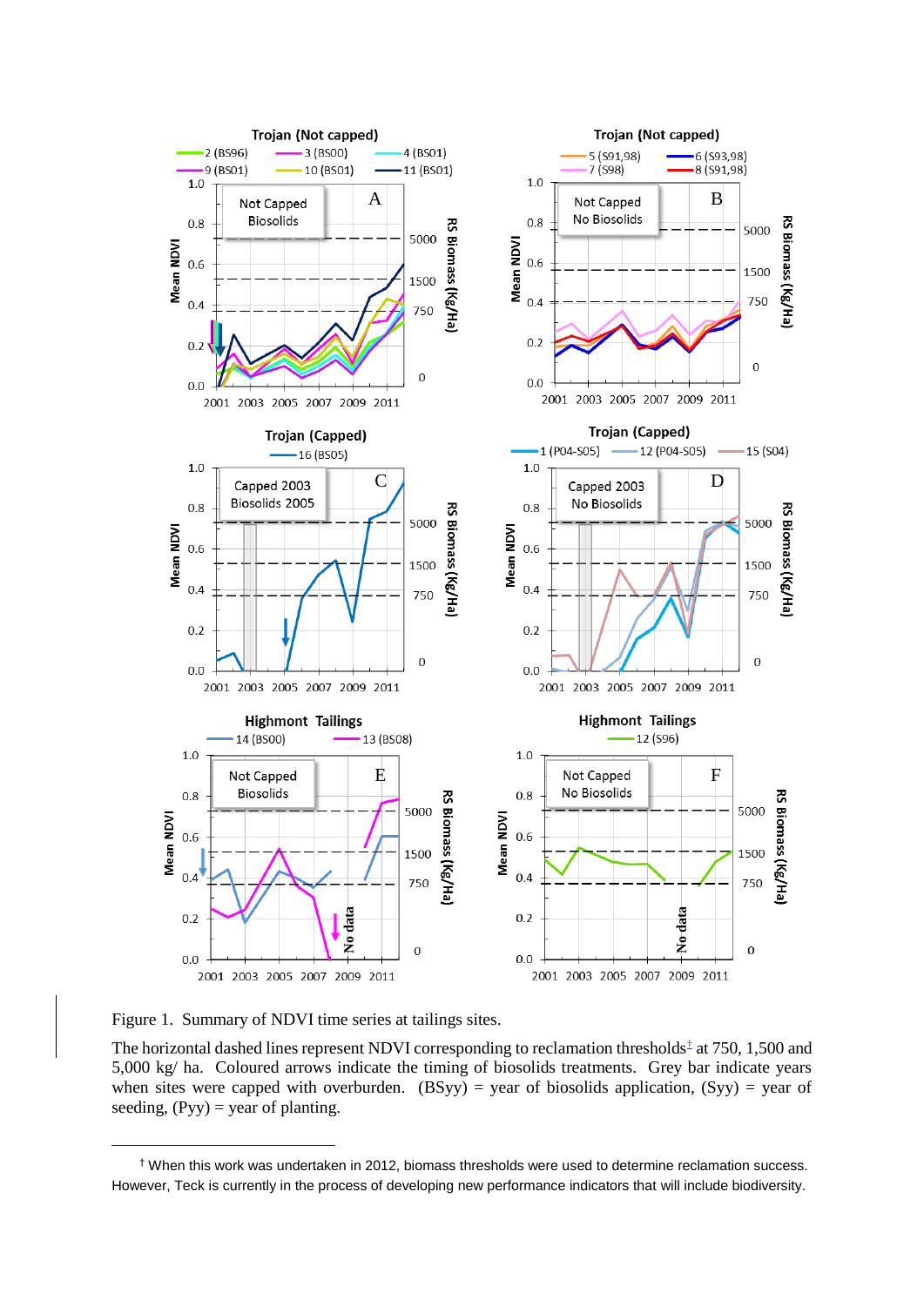Figure 1. Summary of NDVI time series at tailings sites.

The horizontal dashed lines represent NDVI corresponding to reclamation thresholds[†] at 750, 1,500 and 5,000 kg/ ha. Coloured arrows indicate the timing of biosolids treatments. Grey bar indicate years when sites were capped with overburden. (BSyy) = year of biosolids application, (Syy) = year of seeding, (Pyy) = year of planting.

[†] When this work was undertaken in 2012, biomass thresholds were used to determine reclamation success. However, Teck is currently in the process of developing new performance indicators that will include biodiversity.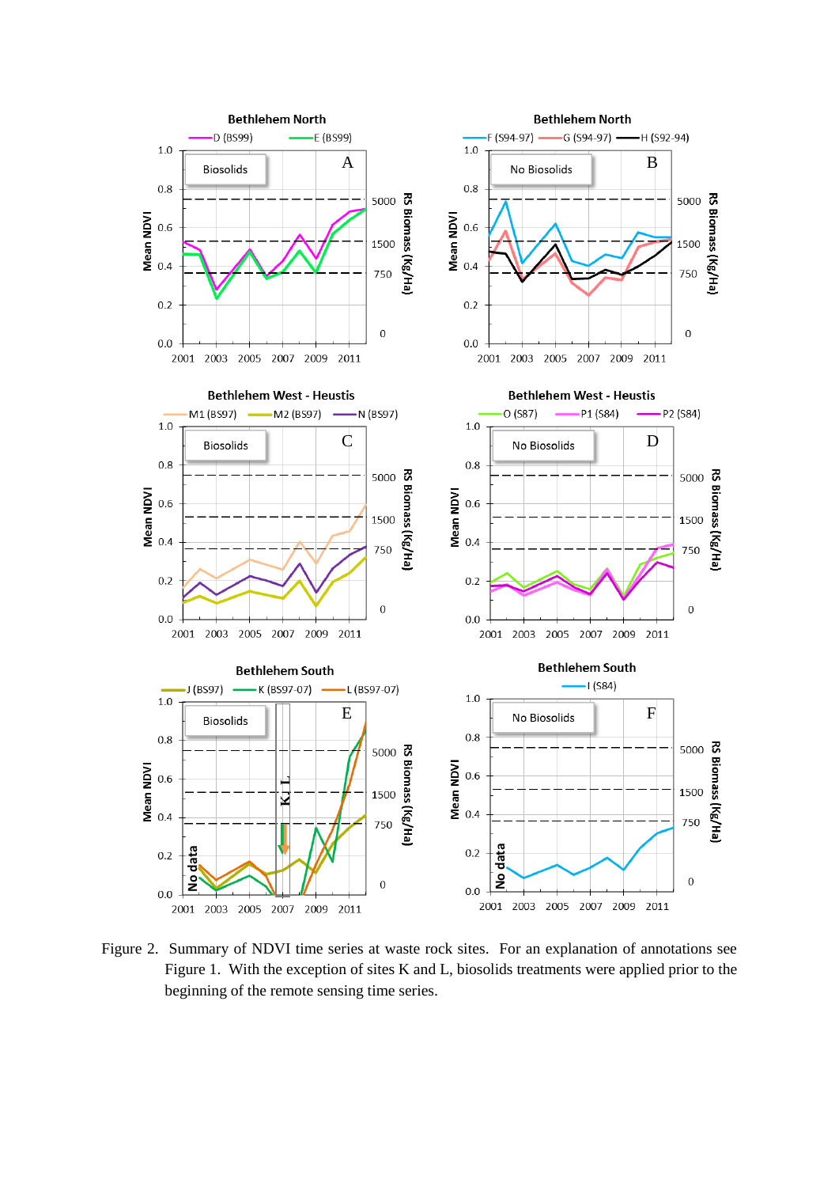Bethlehem North

D (BS99) E (BS99)

Biosolids

A

Mean NDVI

RS Biomass (Kg/Ha)

1.0 0.8 0.6 0.4 0.2 0.0

5000 1500 750 0

2001 2003 2005 2007 2009 2011

Bethlehem North

F (S94-97) G (S94-97) H (S92-94)

No Biosolids

B

Mean NDVI

RS Biomass (Kg/Ha)

1.0 0.8 0.6 0.4 0.2 0.0

5000 1500 750 0

2001 2003 2005 2007 2009 2011

Bethlehem West - Heustis

M1 (BS97) M2 (BS97) N (BS97)

Biosolids

C

Mean NDVI

RS Biomass (Kg/Ha)

1.0 0.8 0.6 0.4 0.2 0.0

5000 1500 750 0

2001 2003 2005 2007 2009 2011

Bethlehem West - Heustis

O (S87) P1 (S84) P2 (S84)

No Biosolids

D

Mean NDVI

RS Biomass (Kg/Ha)

1.0 0.8 0.6 0.4 0.2 0.0

5000 1500 750 0

2001 2003 2005 2007 2009 2011

Bethlehem South

J (BS97) K (BS97-07) L (BS97-07)

Biosolids

E

K, L

No data

Mean NDVI

RS Biomass (Kg/Ha)

1.0 0.8 0.6 0.4 0.2 0.0

5000 1500 750 0

2001 2003 2005 2007 2009 2011

Bethlehem South

I (S84)

No Biosolids

F

No data

Mean NDVI

RS Biomass (Kg/Ha)

1.0 0.8 0.6 0.4 0.2 0.0

5000 1500 750 0

2001 2003 2005 2007 2009 2011

Figure 2. Summary of NDVI time series at waste rock sites. For an explanation of annotations see Figure 1. With the exception of sites K and L, biosolids treatments were applied prior to the beginning of the remote sensing time series.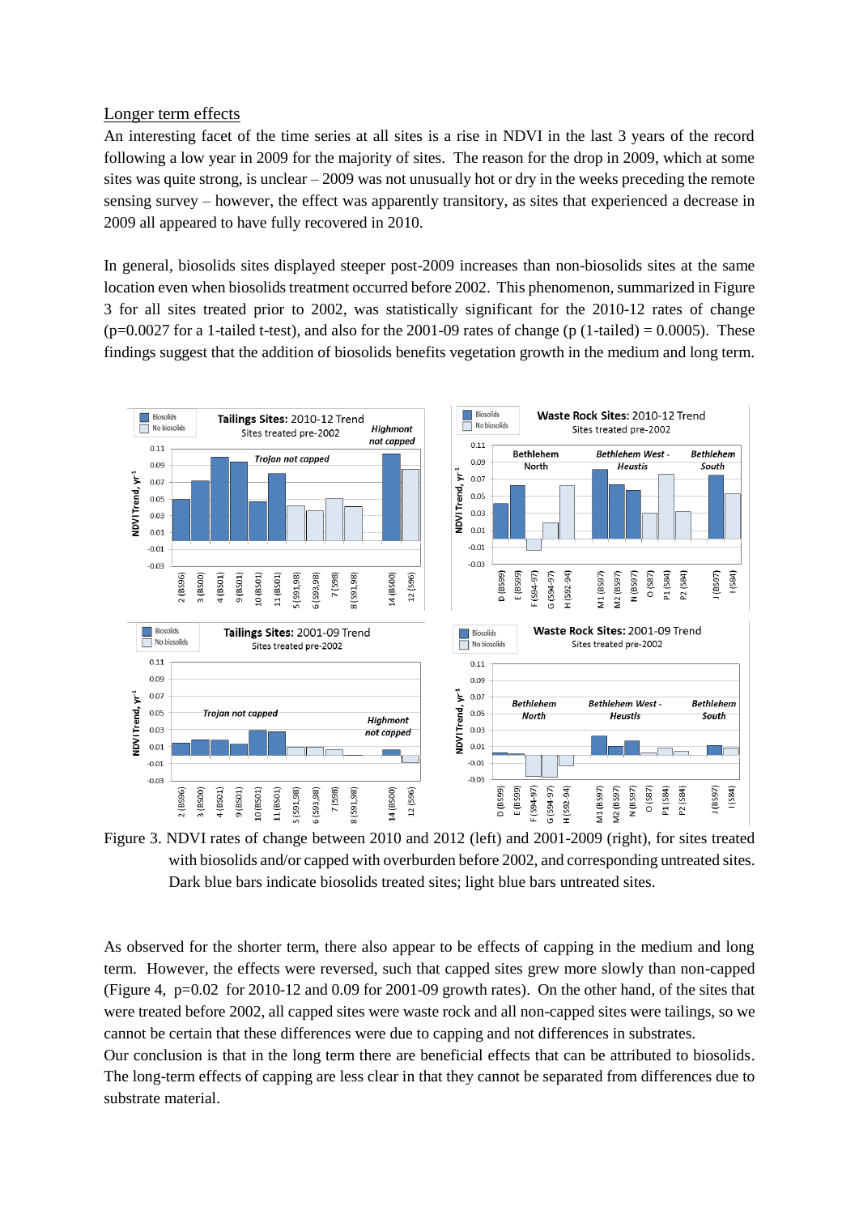Longer term effects

An interesting facet of the time series at all sites is a rise in NDVI in the last 3 years of the record following a low year in 2009 for the majority of sites. The reason for the drop in 2009, which at some sites was quite strong, is unclear – 2009 was not unusually hot or dry in the weeks preceding the remote sensing survey – however, the effect was apparently transitory, as sites that experienced a decrease in 2009 all appeared to have fully recovered in 2010.

In general, biosolids sites displayed steeper post-2009 increases than non-biosolids sites at the same location even when biosolids treatment occurred before 2002. This phenomenon, summarized in Figure 3 for all sites treated prior to 2002, was statistically significant for the 2010-12 rates of change ($p=0.0027$ for a 1-tailed t-test), and also for the 2001-09 rates of change (p (1-tailed) = 0.0005). These findings suggest that the addition of biosolids benefits vegetation growth in the medium and long term.

Biosolids
No biosolids
**Tailings Sites:** 2010-12 Trend
Sites treated pre-2002
*Highmont not capped*
*Trojan not capped*
NDVI Trend, $yr^{-1}$
0.11
0.09
0.07
0.05
0.03
0.01
-0.01
-0.03
2 (BS96)
3 (BS00)
4 (BS01)
9 (BS01)
10 (BS01)
11 (BS01)
5 (S91,98)
6 (S93,98)
7 (S98)
8 (S91,98)
14 (BS00)
12 (S96)

Biosolids
No biosolids
**Waste Rock Sites:** 2010-12 Trend
Sites treated pre-2002
Bethlehem North
Bethlehem West - Heustis
Bethlehem South
NDVI Trend, $yr^{-1}$
0.11
0.09
0.07
0.05
0.03
0.01
-0.01
-0.03
D (BS99)
E (BS99)
F (S94-97)
G (S94-97)
H (S92-94)
M1 (BS97)
M2 (BS97)
N (BS97)
O (S87)
P1 (S84)
P2 (S84)
J (BS97)
I (S84)

Biosolids
No biosolids
**Tailings Sites:** 2001-09 Trend
Sites treated pre-2002
*Trojan not capped*
*Highmont not capped*
NDVI Trend, $yr^{-1}$
0.11
0.09
0.07
0.05
0.03
0.01
-0.01
-0.03
2 (BS96)
3 (BS00)
4 (BS01)
9 (BS01)
10 (BS01)
11 (BS01)
5 (S91,98)
6 (S93,98)
7 (S98)
8 (S91,98)
14 (BS00)
12 (S96)

Biosolids
No biosolids
**Waste Rock Sites:** 2001-09 Trend
Sites treated pre-2002
Bethlehem North
Bethlehem West - Heustis
Bethlehem South
NDVI Trend, $yr^{-1}$
0.11
0.09
0.07
0.05
0.03
0.01
-0.01
-0.03
D (BS99)
E (BS99)
F (S94-97)
G (S94-97)
H (S92-94)
M1 (BS97)
M2 (BS97)
N (BS97)
O (S87)
P1 (S84)
P2 (S84)
J (BS97)
I (S84)

Figure 3. NDVI rates of change between 2010 and 2012 (left) and 2001-2009 (right), for sites treated with biosolids and/or capped with overburden before 2002, and corresponding untreated sites. Dark blue bars indicate biosolids treated sites; light blue bars untreated sites.

As observed for the shorter term, there also appear to be effects of capping in the medium and long term. However, the effects were reversed, such that capped sites grew more slowly than non-capped (Figure 4, $p=0.02$ for 2010-12 and 0.09 for 2001-09 growth rates). On the other hand, of the sites that were treated before 2002, all capped sites were waste rock and all non-capped sites were tailings, so we cannot be certain that these differences were due to capping and not differences in substrates.

Our conclusion is that in the long term there are beneficial effects that can be attributed to biosolids. The long-term effects of capping are less clear in that they cannot be separated from differences due to substrate material.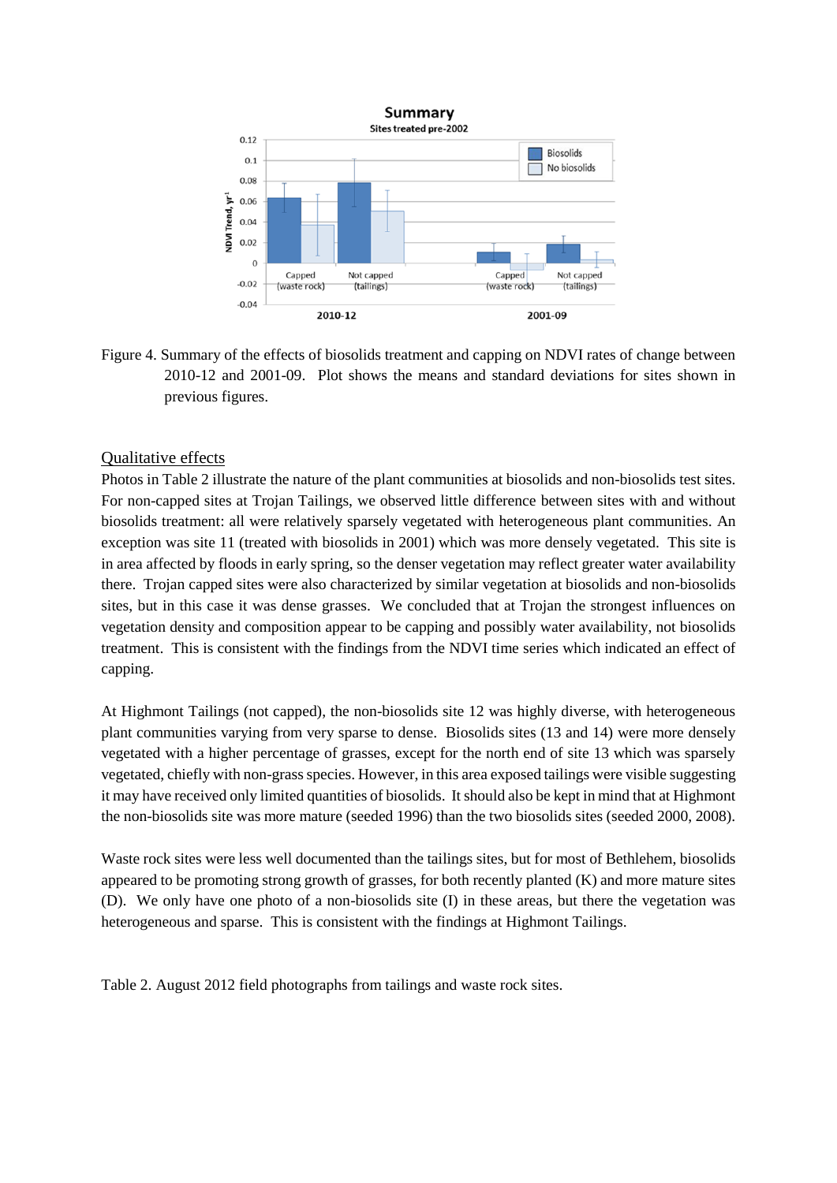Summary

Sites treated pre-2002

NDVI Trend, $yr^{-1}$

0.12
0.1
0.08
0.06
0.04
0.02
0
-0.02
-0.04

Biosolids
No biosolids

Capped (waste rock)
Not capped (tailings)
Capped (waste rock)
Not capped (tailings)

2010-12
2001-09

Figure 4. Summary of the effects of biosolids treatment and capping on NDVI rates of change between 2010-12 and 2001-09. Plot shows the means and standard deviations for sites shown in previous figures.

## Qualitative effects

Photos in Table 2 illustrate the nature of the plant communities at biosolids and non-biosolids test sites. For non-capped sites at Trojan Tailings, we observed little difference between sites with and without biosolids treatment: all were relatively sparsely vegetated with heterogeneous plant communities. An exception was site 11 (treated with biosolids in 2001) which was more densely vegetated. This site is in area affected by floods in early spring, so the denser vegetation may reflect greater water availability there. Trojan capped sites were also characterized by similar vegetation at biosolids and non-biosolids sites, but in this case it was dense grasses. We concluded that at Trojan the strongest influences on vegetation density and composition appear to be capping and possibly water availability, not biosolids treatment. This is consistent with the findings from the NDVI time series which indicated an effect of capping.

At Highmont Tailings (not capped), the non-biosolids site 12 was highly diverse, with heterogeneous plant communities varying from very sparse to dense. Biosolids sites (13 and 14) were more densely vegetated with a higher percentage of grasses, except for the north end of site 13 which was sparsely vegetated, chiefly with non-grass species. However, in this area exposed tailings were visible suggesting it may have received only limited quantities of biosolids. It should also be kept in mind that at Highmont the non-biosolids site was more mature (seeded 1996) than the two biosolids sites (seeded 2000, 2008).

Waste rock sites were less well documented than the tailings sites, but for most of Bethlehem, biosolids appeared to be promoting strong growth of grasses, for both recently planted (K) and more mature sites (D). We only have one photo of a non-biosolids site (I) in these areas, but there the vegetation was heterogeneous and sparse. This is consistent with the findings at Highmont Tailings.

Table 2. August 2012 field photographs from tailings and waste rock sites.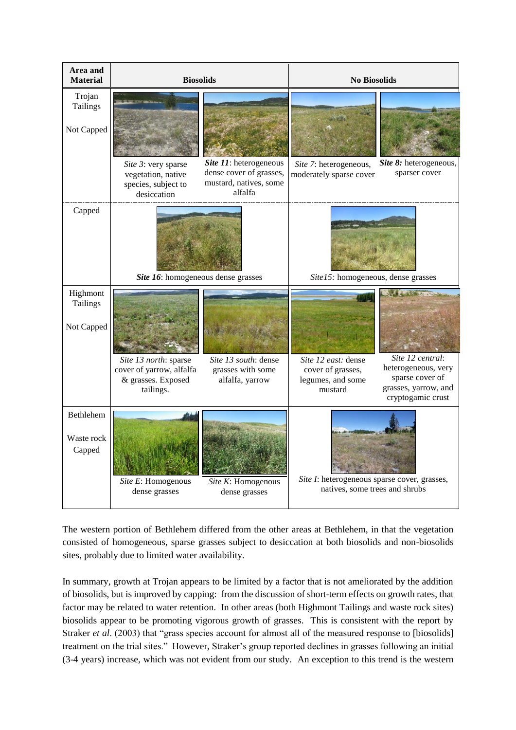| Area and Material | Biosolids | | No Biosolids | |
|---|---|---|---|---|
| Trojan Tailings<br><br>Not Capped | *Site 3*: very sparse vegetation, native species, subject to desiccation | ***Site 11***: heterogeneous dense cover of grasses, mustard, natives, some alfalfa | *Site 7*: heterogeneous, moderately sparse cover | ***Site 8:*** heterogeneous, sparser cover |
| Capped | ***Site 16***: homogeneous dense grasses | | *Site15:* homogeneous, dense grasses | |
| Highmont Tailings<br><br>Not Capped | *Site 13 north*: sparse cover of yarrow, alfalfa & grasses. Exposed tailings. | *Site 13 south*: dense grasses with some alfalfa, yarrow | *Site 12 east:* dense cover of grasses, legumes, and some mustard | *Site 12 central*: heterogeneous, very sparse cover of grasses, yarrow, and cryptogamic crust |
| Bethlehem<br><br>Waste rock Capped | *Site E*: Homogenous dense grasses | *Site K*: Homogenous dense grasses | *Site I*: heterogeneous sparse cover, grasses, natives, some trees and shrubs | |

The western portion of Bethlehem differed from the other areas at Bethlehem, in that the vegetation consisted of homogeneous, sparse grasses subject to desiccation at both biosolids and non-biosolids sites, probably due to limited water availability.

In summary, growth at Trojan appears to be limited by a factor that is not ameliorated by the addition of biosolids, but is improved by capping: from the discussion of short-term effects on growth rates, that factor may be related to water retention. In other areas (both Highmont Tailings and waste rock sites) biosolids appear to be promoting vigorous growth of grasses. This is consistent with the report by Straker *et al*. (2003) that "grass species account for almost all of the measured response to [biosolids] treatment on the trial sites." However, Straker's group reported declines in grasses following an initial (3-4 years) increase, which was not evident from our study. An exception to this trend is the western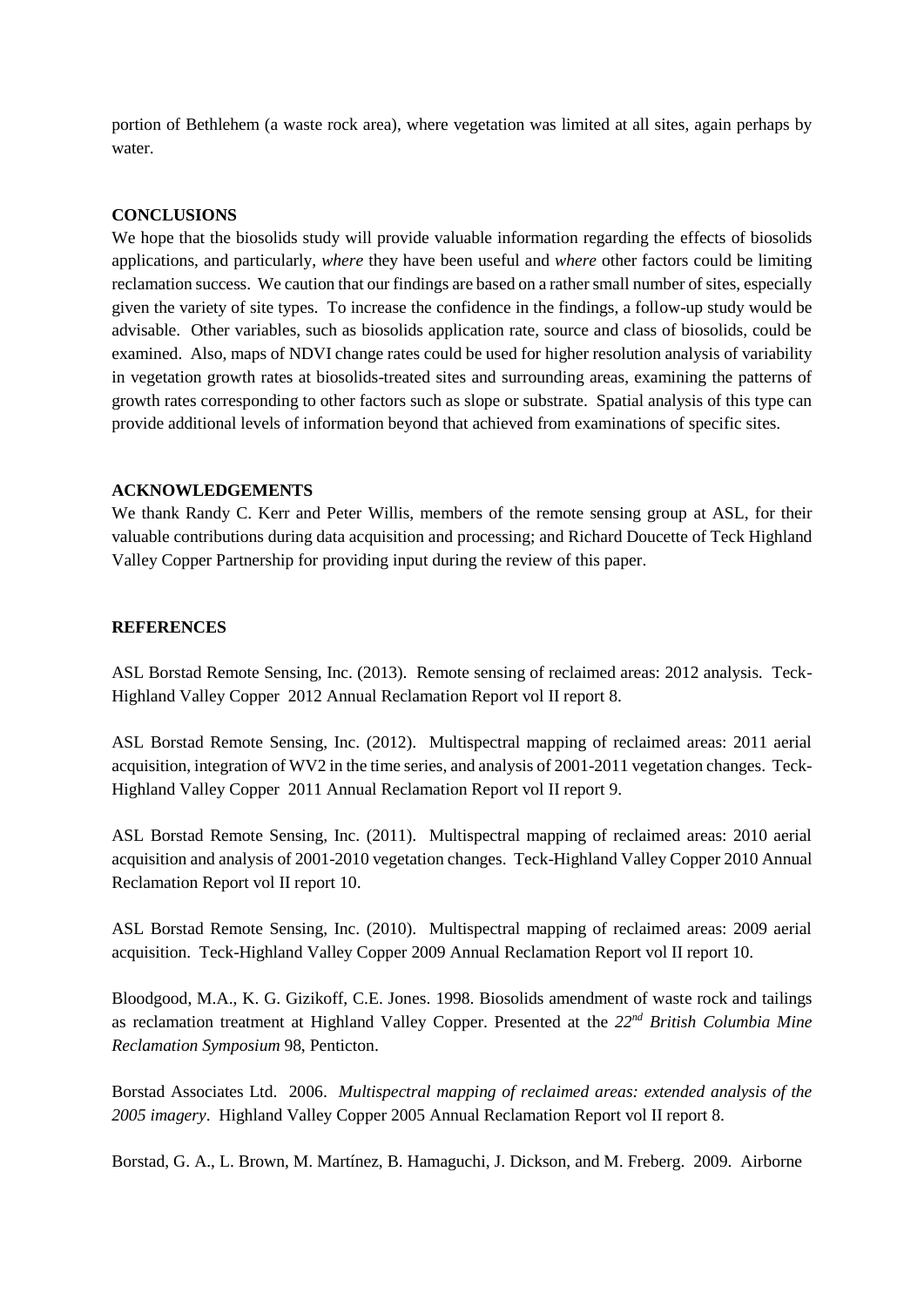portion of Bethlehem (a waste rock area), where vegetation was limited at all sites, again perhaps by water.

## CONCLUSIONS

We hope that the biosolids study will provide valuable information regarding the effects of biosolids applications, and particularly, *where* they have been useful and *where* other factors could be limiting reclamation success. We caution that our findings are based on a rather small number of sites, especially given the variety of site types. To increase the confidence in the findings, a follow-up study would be advisable. Other variables, such as biosolids application rate, source and class of biosolids, could be examined. Also, maps of NDVI change rates could be used for higher resolution analysis of variability in vegetation growth rates at biosolids-treated sites and surrounding areas, examining the patterns of growth rates corresponding to other factors such as slope or substrate. Spatial analysis of this type can provide additional levels of information beyond that achieved from examinations of specific sites.

## ACKNOWLEDGEMENTS

We thank Randy C. Kerr and Peter Willis, members of the remote sensing group at ASL, for their valuable contributions during data acquisition and processing; and Richard Doucette of Teck Highland Valley Copper Partnership for providing input during the review of this paper.

## REFERENCES

ASL Borstad Remote Sensing, Inc. (2013). Remote sensing of reclaimed areas: 2012 analysis. Teck-Highland Valley Copper 2012 Annual Reclamation Report vol II report 8.

ASL Borstad Remote Sensing, Inc. (2012). Multispectral mapping of reclaimed areas: 2011 aerial acquisition, integration of WV2 in the time series, and analysis of 2001-2011 vegetation changes. Teck-Highland Valley Copper 2011 Annual Reclamation Report vol II report 9.

ASL Borstad Remote Sensing, Inc. (2011). Multispectral mapping of reclaimed areas: 2010 aerial acquisition and analysis of 2001-2010 vegetation changes. Teck-Highland Valley Copper 2010 Annual Reclamation Report vol II report 10.

ASL Borstad Remote Sensing, Inc. (2010). Multispectral mapping of reclaimed areas: 2009 aerial acquisition. Teck-Highland Valley Copper 2009 Annual Reclamation Report vol II report 10.

Bloodgood, M.A., K. G. Gizikoff, C.E. Jones. 1998. Biosolids amendment of waste rock and tailings as reclamation treatment at Highland Valley Copper. Presented at the *22nd British Columbia Mine Reclamation Symposium* 98, Penticton.

Borstad Associates Ltd. 2006. *Multispectral mapping of reclaimed areas: extended analysis of the 2005 imagery*. Highland Valley Copper 2005 Annual Reclamation Report vol II report 8.

Borstad, G. A., L. Brown, M. Martínez, B. Hamaguchi, J. Dickson, and M. Freberg. 2009. Airborne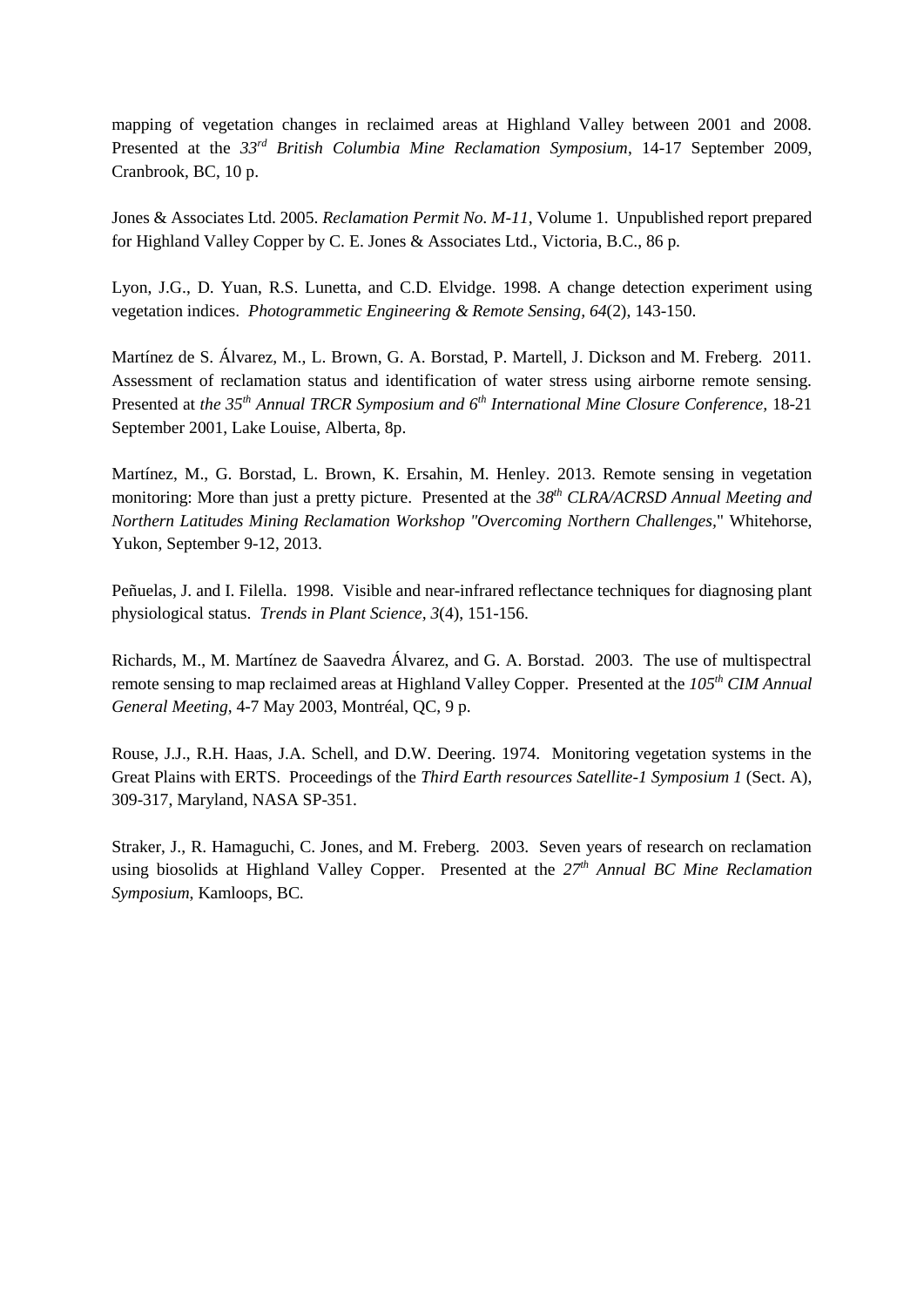mapping of vegetation changes in reclaimed areas at Highland Valley between 2001 and 2008. Presented at the *33rd British Columbia Mine Reclamation Symposium*, 14-17 September 2009, Cranbrook, BC, 10 p.

Jones & Associates Ltd. 2005. *Reclamation Permit No. M-11*, Volume 1. Unpublished report prepared for Highland Valley Copper by C. E. Jones & Associates Ltd., Victoria, B.C., 86 p.

Lyon, J.G., D. Yuan, R.S. Lunetta, and C.D. Elvidge. 1998. A change detection experiment using vegetation indices. *Photogrammetic Engineering & Remote Sensing, 64*(2), 143-150.

Martínez de S. Álvarez, M., L. Brown, G. A. Borstad, P. Martell, J. Dickson and M. Freberg. 2011. Assessment of reclamation status and identification of water stress using airborne remote sensing. Presented at *the 35th Annual TRCR Symposium and 6th International Mine Closure Conference*, 18-21 September 2001, Lake Louise, Alberta, 8p.

Martínez, M., G. Borstad, L. Brown, K. Ersahin, M. Henley. 2013. Remote sensing in vegetation monitoring: More than just a pretty picture. Presented at the *38th CLRA/ACRSD Annual Meeting and Northern Latitudes Mining Reclamation Workshop "Overcoming Northern Challenges*," Whitehorse, Yukon, September 9-12, 2013.

Peñuelas, J. and I. Filella. 1998. Visible and near-infrared reflectance techniques for diagnosing plant physiological status. *Trends in Plant Science, 3*(4), 151-156.

Richards, M., M. Martínez de Saavedra Álvarez, and G. A. Borstad. 2003. The use of multispectral remote sensing to map reclaimed areas at Highland Valley Copper. Presented at the *105th CIM Annual General Meeting*, 4-7 May 2003, Montréal, QC, 9 p.

Rouse, J.J., R.H. Haas, J.A. Schell, and D.W. Deering. 1974. Monitoring vegetation systems in the Great Plains with ERTS. Proceedings of the *Third Earth resources Satellite-1 Symposium 1* (Sect. A), 309-317, Maryland, NASA SP-351.

Straker, J., R. Hamaguchi, C. Jones, and M. Freberg. 2003. Seven years of research on reclamation using biosolids at Highland Valley Copper. Presented at the *27th Annual BC Mine Reclamation Symposium*, Kamloops, BC.